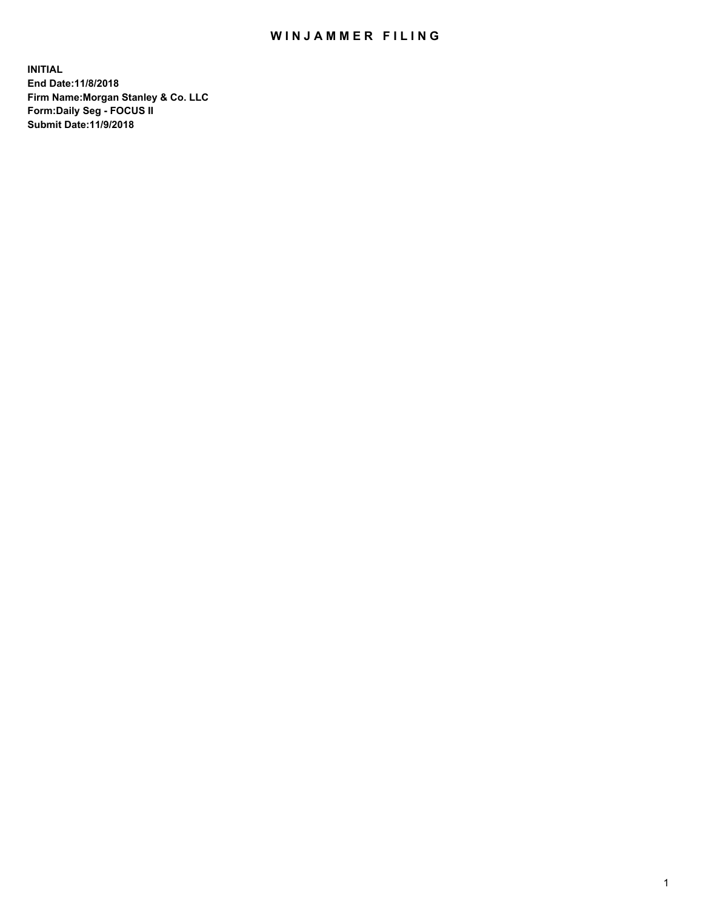# WINJAMMER FILING

**INITIAL**
**End Date:11/8/2018**
**Firm Name:Morgan Stanley & Co. LLC**
**Form:Daily Seg - FOCUS II**
**Submit Date:11/9/2018**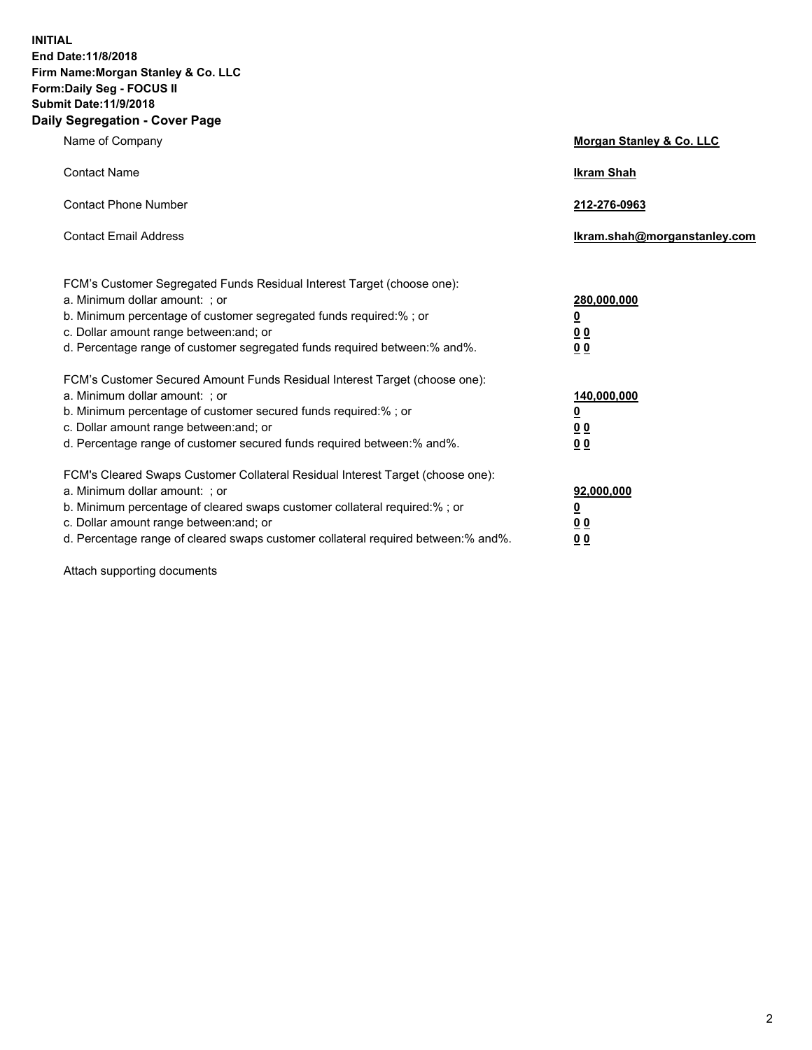**INITIAL**
**End Date:11/8/2018**
**Firm Name:Morgan Stanley & Co. LLC**
**Form:Daily Seg - FOCUS II**
**Submit Date:11/9/2018**

## Daily Segregation - Cover Page

| | |
|---|---|
| Name of Company | **Morgan Stanley & Co. LLC** |
| Contact Name | **Ikram Shah** |
| Contact Phone Number | **212-276-0963** |
| Contact Email Address | **Ikram.shah@morganstanley.com** |

| | |
|---|---|
| FCM's Customer Segregated Funds Residual Interest Target (choose one): | |
| a. Minimum dollar amount: ; or | **280,000,000** |
| b. Minimum percentage of customer segregated funds required:% ; or | **0** |
| c. Dollar amount range between:and; or | **0 0** |
| d. Percentage range of customer segregated funds required between:% and%. | **0 0** |
| FCM's Customer Secured Amount Funds Residual Interest Target (choose one): | |
| a. Minimum dollar amount: ; or | **140,000,000** |
| b. Minimum percentage of customer secured funds required:% ; or | **0** |
| c. Dollar amount range between:and; or | **0 0** |
| d. Percentage range of customer secured funds required between:% and%. | **0 0** |
| FCM's Cleared Swaps Customer Collateral Residual Interest Target (choose one): | |
| a. Minimum dollar amount: ; or | **92,000,000** |
| b. Minimum percentage of cleared swaps customer collateral required:% ; or | **0** |
| c. Dollar amount range between:and; or | **0 0** |
| d. Percentage range of cleared swaps customer collateral required between:% and%. | **0 0** |

Attach supporting documents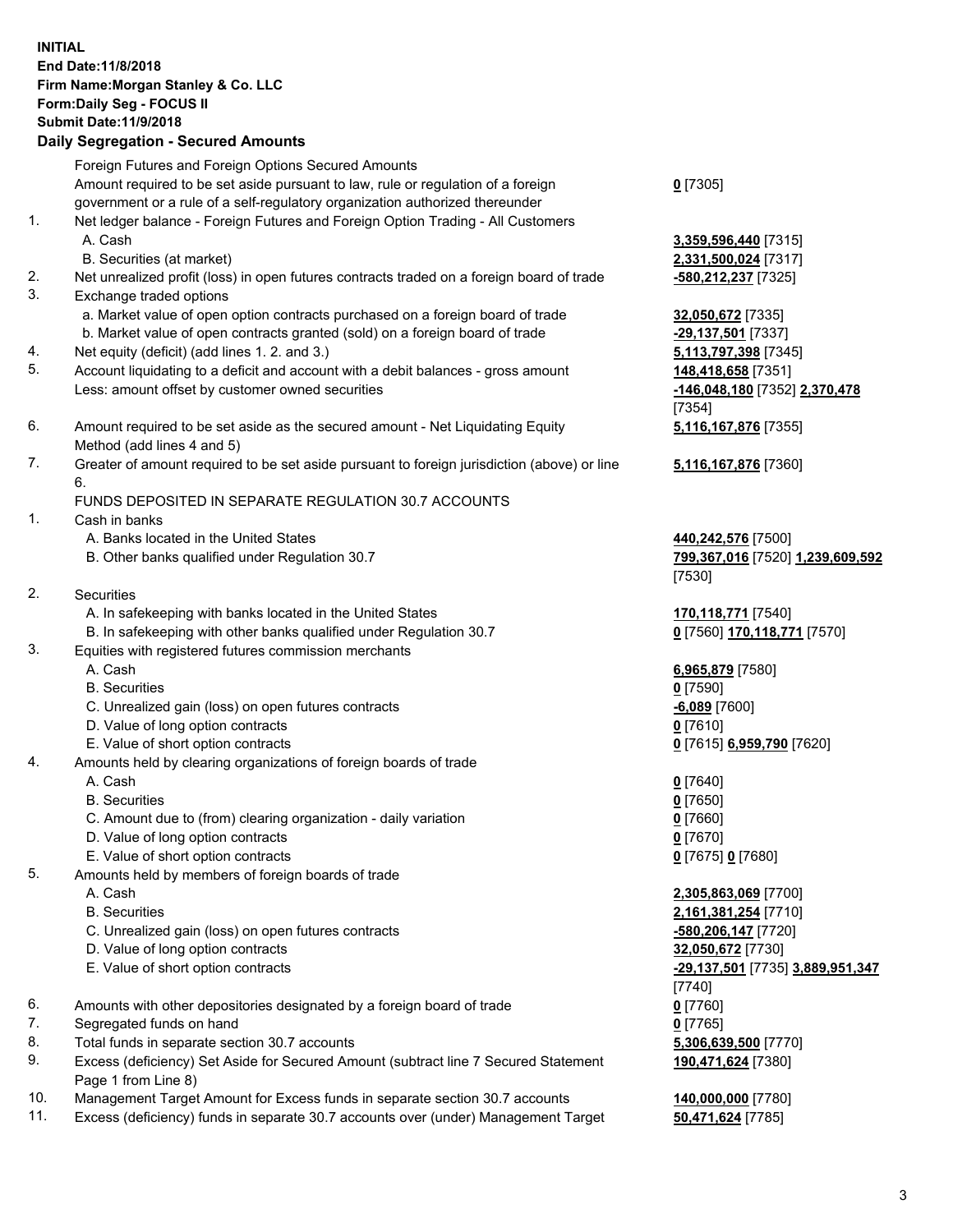**INITIAL**
**End Date:11/8/2018**
**Firm Name:Morgan Stanley & Co. LLC**
**Form:Daily Seg - FOCUS II**
**Submit Date:11/9/2018**

## Daily Segregation - Secured Amounts

| | | |
|---|---|---|
| | Foreign Futures and Foreign Options Secured Amounts | |
| | Amount required to be set aside pursuant to law, rule or regulation of a foreign government or a rule of a self-regulatory organization authorized thereunder | **0** [7305] |
| 1. | Net ledger balance - Foreign Futures and Foreign Option Trading - All Customers | |
| | A. Cash | **3,359,596,440** [7315] |
| | B. Securities (at market) | **2,331,500,024** [7317] |
| 2. | Net unrealized profit (loss) in open futures contracts traded on a foreign board of trade | **-580,212,237** [7325] |
| 3. | Exchange traded options | |
| | a. Market value of open option contracts purchased on a foreign board of trade | **32,050,672** [7335] |
| | b. Market value of open contracts granted (sold) on a foreign board of trade | **-29,137,501** [7337] |
| 4. | Net equity (deficit) (add lines 1. 2. and 3.) | **5,113,797,398** [7345] |
| 5. | Account liquidating to a deficit and account with a debit balances - gross amount | **148,418,658** [7351] |
| | Less: amount offset by customer owned securities | **-146,048,180** [7352] **2,370,478** [7354] |
| 6. | Amount required to be set aside as the secured amount - Net Liquidating Equity Method (add lines 4 and 5) | **5,116,167,876** [7355] |
| 7. | Greater of amount required to be set aside pursuant to foreign jurisdiction (above) or line 6. | **5,116,167,876** [7360] |
| | FUNDS DEPOSITED IN SEPARATE REGULATION 30.7 ACCOUNTS | |
| 1. | Cash in banks | |
| | A. Banks located in the United States | **440,242,576** [7500] |
| | B. Other banks qualified under Regulation 30.7 | **799,367,016** [7520] **1,239,609,592** [7530] |
| 2. | Securities | |
| | A. In safekeeping with banks located in the United States | **170,118,771** [7540] |
| | B. In safekeeping with other banks qualified under Regulation 30.7 | **0** [7560] **170,118,771** [7570] |
| 3. | Equities with registered futures commission merchants | |
| | A. Cash | **6,965,879** [7580] |
| | B. Securities | **0** [7590] |
| | C. Unrealized gain (loss) on open futures contracts | **-6,089** [7600] |
| | D. Value of long option contracts | **0** [7610] |
| | E. Value of short option contracts | **0** [7615] **6,959,790** [7620] |
| 4. | Amounts held by clearing organizations of foreign boards of trade | |
| | A. Cash | **0** [7640] |
| | B. Securities | **0** [7650] |
| | C. Amount due to (from) clearing organization - daily variation | **0** [7660] |
| | D. Value of long option contracts | **0** [7670] |
| | E. Value of short option contracts | **0** [7675] **0** [7680] |
| 5. | Amounts held by members of foreign boards of trade | |
| | A. Cash | **2,305,863,069** [7700] |
| | B. Securities | **2,161,381,254** [7710] |
| | C. Unrealized gain (loss) on open futures contracts | **-580,206,147** [7720] |
| | D. Value of long option contracts | **32,050,672** [7730] |
| | E. Value of short option contracts | **-29,137,501** [7735] **3,889,951,347** [7740] |
| 6. | Amounts with other depositories designated by a foreign board of trade | **0** [7760] |
| 7. | Segregated funds on hand | **0** [7765] |
| 8. | Total funds in separate section 30.7 accounts | **5,306,639,500** [7770] |
| 9. | Excess (deficiency) Set Aside for Secured Amount (subtract line 7 Secured Statement Page 1 from Line 8) | **190,471,624** [7380] |
| 10. | Management Target Amount for Excess funds in separate section 30.7 accounts | **140,000,000** [7780] |
| 11. | Excess (deficiency) funds in separate 30.7 accounts over (under) Management Target | **50,471,624** [7785] |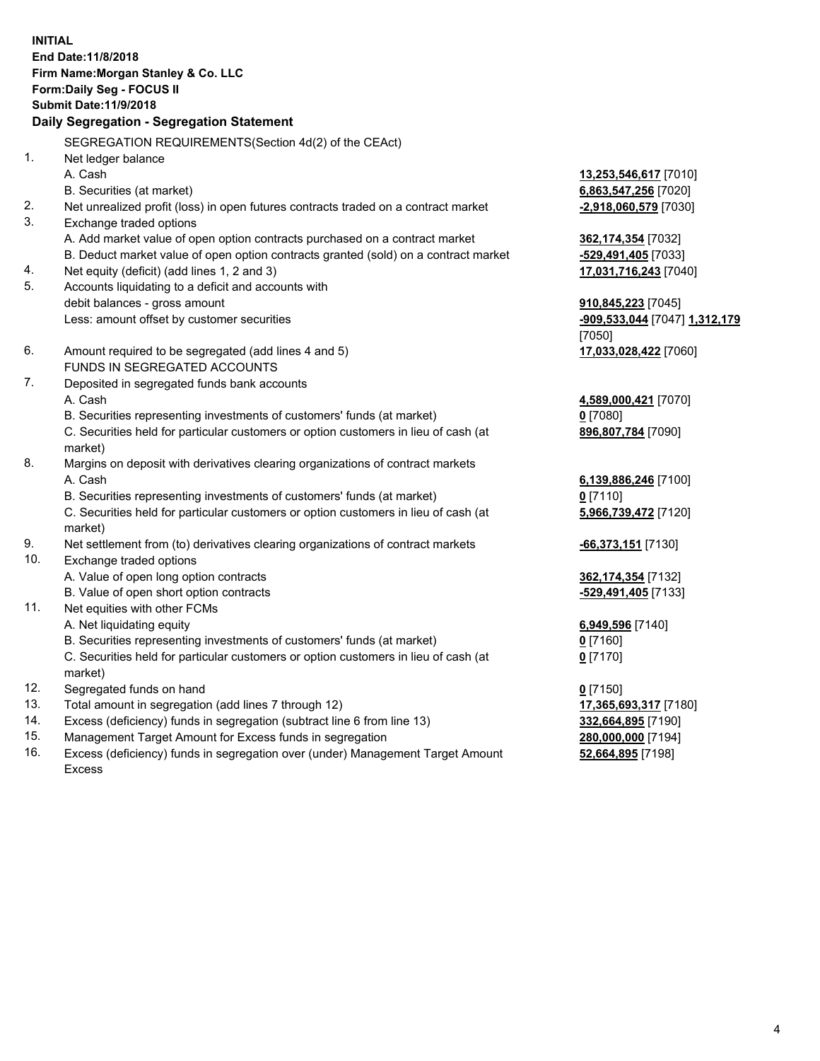**INITIAL**
**End Date:11/8/2018**
**Firm Name:Morgan Stanley & Co. LLC**
**Form:Daily Seg - FOCUS II**
**Submit Date:11/9/2018**

## Daily Segregation - Segregation Statement

SEGREGATION REQUIREMENTS(Section 4d(2) of the CEAct)

| | | |
|---|---|---|
| 1. | Net ledger balance | |
| | A. Cash | **13,253,546,617** [7010] |
| | B. Securities (at market) | **6,863,547,256** [7020] |
| 2. | Net unrealized profit (loss) in open futures contracts traded on a contract market | **-2,918,060,579** [7030] |
| 3. | Exchange traded options | |
| | A. Add market value of open option contracts purchased on a contract market | **362,174,354** [7032] |
| | B. Deduct market value of open option contracts granted (sold) on a contract market | **-529,491,405** [7033] |
| 4. | Net equity (deficit) (add lines 1, 2 and 3) | **17,031,716,243** [7040] |
| 5. | Accounts liquidating to a deficit and accounts with debit balances - gross amount | **910,845,223** [7045] |
| | Less: amount offset by customer securities | **-909,533,044** [7047] **1,312,179** [7050] |
| 6. | Amount required to be segregated (add lines 4 and 5) | **17,033,028,422** [7060] |
| | FUNDS IN SEGREGATED ACCOUNTS | |
| 7. | Deposited in segregated funds bank accounts | |
| | A. Cash | **4,589,000,421** [7070] |
| | B. Securities representing investments of customers' funds (at market) | **0** [7080] |
| | C. Securities held for particular customers or option customers in lieu of cash (at market) | **896,807,784** [7090] |
| 8. | Margins on deposit with derivatives clearing organizations of contract markets | |
| | A. Cash | **6,139,886,246** [7100] |
| | B. Securities representing investments of customers' funds (at market) | **0** [7110] |
| | C. Securities held for particular customers or option customers in lieu of cash (at market) | **5,966,739,472** [7120] |
| 9. | Net settlement from (to) derivatives clearing organizations of contract markets | **-66,373,151** [7130] |
| 10. | Exchange traded options | |
| | A. Value of open long option contracts | **362,174,354** [7132] |
| | B. Value of open short option contracts | **-529,491,405** [7133] |
| 11. | Net equities with other FCMs | |
| | A. Net liquidating equity | **6,949,596** [7140] |
| | B. Securities representing investments of customers' funds (at market) | **0** [7160] |
| | C. Securities held for particular customers or option customers in lieu of cash (at market) | **0** [7170] |
| 12. | Segregated funds on hand | **0** [7150] |
| 13. | Total amount in segregation (add lines 7 through 12) | **17,365,693,317** [7180] |
| 14. | Excess (deficiency) funds in segregation (subtract line 6 from line 13) | **332,664,895** [7190] |
| 15. | Management Target Amount for Excess funds in segregation | **280,000,000** [7194] |
| 16. | Excess (deficiency) funds in segregation over (under) Management Target Amount Excess | **52,664,895** [7198] |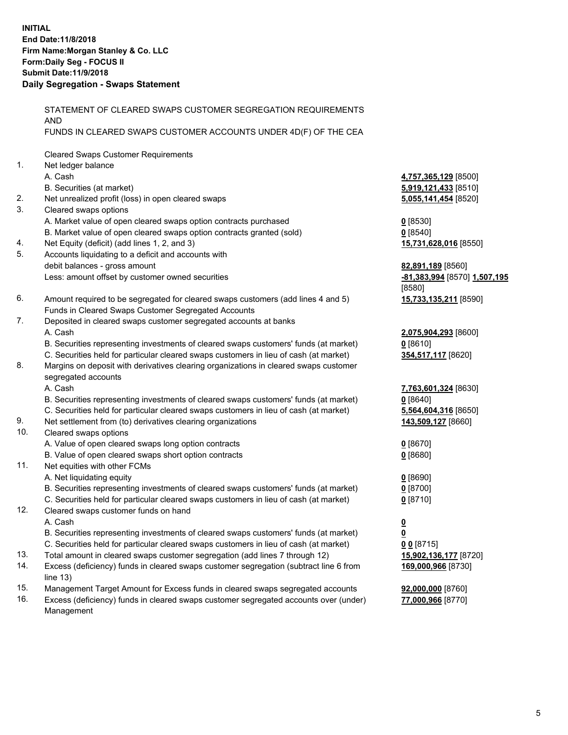**INITIAL**
**End Date:11/8/2018**
**Firm Name:Morgan Stanley & Co. LLC**
**Form:Daily Seg - FOCUS II**
**Submit Date:11/9/2018**
**Daily Segregation - Swaps Statement**

STATEMENT OF CLEARED SWAPS CUSTOMER SEGREGATION REQUIREMENTS AND FUNDS IN CLEARED SWAPS CUSTOMER ACCOUNTS UNDER 4D(F) OF THE CEA

| | | |
|---|---|---|
| | Cleared Swaps Customer Requirements | |
| 1. | Net ledger balance | |
| | A. Cash | **4,757,365,129** [8500] |
| | B. Securities (at market) | **5,919,121,433** [8510] |
| 2. | Net unrealized profit (loss) in open cleared swaps | **5,055,141,454** [8520] |
| 3. | Cleared swaps options | |
| | A. Market value of open cleared swaps option contracts purchased | **0** [8530] |
| | B. Market value of open cleared swaps option contracts granted (sold) | **0** [8540] |
| 4. | Net Equity (deficit) (add lines 1, 2, and 3) | **15,731,628,016** [8550] |
| 5. | Accounts liquidating to a deficit and accounts with debit balances - gross amount | **82,891,189** [8560] |
| | Less: amount offset by customer owned securities | **-81,383,994** [8570] **1,507,195** [8580] |
| 6. | Amount required to be segregated for cleared swaps customers (add lines 4 and 5) | **15,733,135,211** [8590] |
| | Funds in Cleared Swaps Customer Segregated Accounts | |
| 7. | Deposited in cleared swaps customer segregated accounts at banks | |
| | A. Cash | **2,075,904,293** [8600] |
| | B. Securities representing investments of cleared swaps customers' funds (at market) | **0** [8610] |
| | C. Securities held for particular cleared swaps customers in lieu of cash (at market) | **354,517,117** [8620] |
| 8. | Margins on deposit with derivatives clearing organizations in cleared swaps customer segregated accounts | |
| | A. Cash | **7,763,601,324** [8630] |
| | B. Securities representing investments of cleared swaps customers' funds (at market) | **0** [8640] |
| | C. Securities held for particular cleared swaps customers in lieu of cash (at market) | **5,564,604,316** [8650] |
| 9. | Net settlement from (to) derivatives clearing organizations | **143,509,127** [8660] |
| 10. | Cleared swaps options | |
| | A. Value of open cleared swaps long option contracts | **0** [8670] |
| | B. Value of open cleared swaps short option contracts | **0** [8680] |
| 11. | Net equities with other FCMs | |
| | A. Net liquidating equity | **0** [8690] |
| | B. Securities representing investments of cleared swaps customers' funds (at market) | **0** [8700] |
| | C. Securities held for particular cleared swaps customers in lieu of cash (at market) | **0** [8710] |
| 12. | Cleared swaps customer funds on hand | |
| | A. Cash | **0** |
| | B. Securities representing investments of cleared swaps customers' funds (at market) | **0** |
| | C. Securities held for particular cleared swaps customers in lieu of cash (at market) | **0** **0** [8715] |
| 13. | Total amount in cleared swaps customer segregation (add lines 7 through 12) | **15,902,136,177** [8720] |
| 14. | Excess (deficiency) funds in cleared swaps customer segregation (subtract line 6 from line 13) | **169,000,966** [8730] |
| 15. | Management Target Amount for Excess funds in cleared swaps segregated accounts | **92,000,000** [8760] |
| 16. | Excess (deficiency) funds in cleared swaps customer segregated accounts over (under) Management | **77,000,966** [8770] |